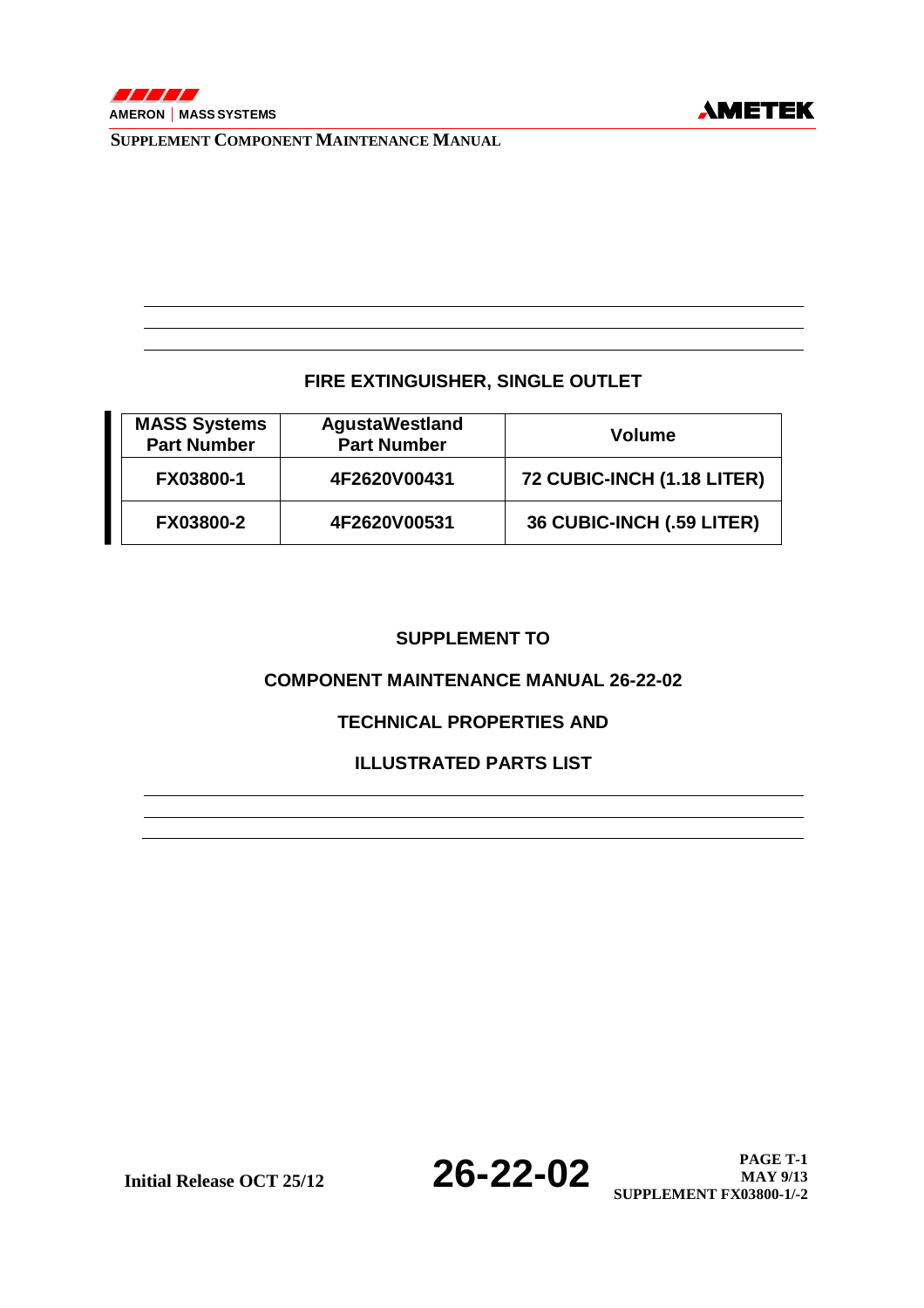# FIRE EXTINGUISHER, SINGLE OUTLET

| MASS Systems Part Number | AgustaWestland Part Number | Volume |
| --- | --- | --- |
| FX03800-1 | 4F2620V00431 | 72 CUBIC-INCH (1.18 LITER) |
| FX03800-2 | 4F2620V00531 | 36 CUBIC-INCH (.59 LITER) |

## SUPPLEMENT TO

## COMPONENT MAINTENANCE MANUAL 26-22-02

## TECHNICAL PROPERTIES AND

## ILLUSTRATED PARTS LIST

Initial Release OCT 25/12

26-22-02

PAGE T-1
MAY 9/13
SUPPLEMENT FX03800-1/-2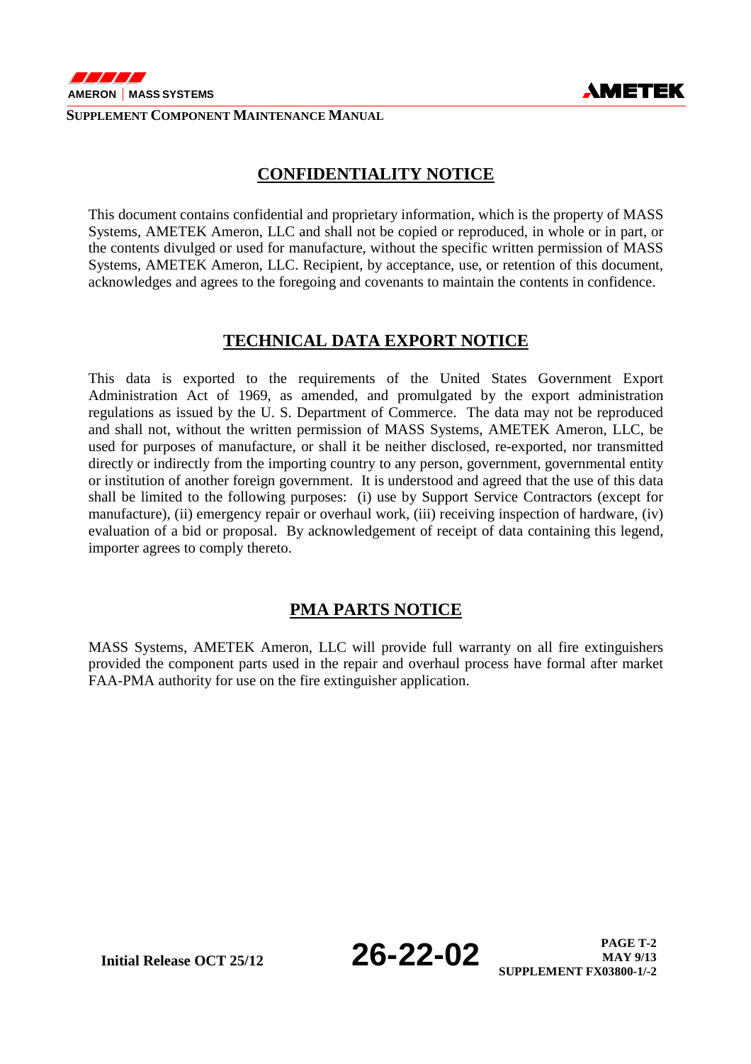## CONFIDENTIALITY NOTICE

This document contains confidential and proprietary information, which is the property of MASS Systems, AMETEK Ameron, LLC and shall not be copied or reproduced, in whole or in part, or the contents divulged or used for manufacture, without the specific written permission of MASS Systems, AMETEK Ameron, LLC. Recipient, by acceptance, use, or retention of this document, acknowledges and agrees to the foregoing and covenants to maintain the contents in confidence.

## TECHNICAL DATA EXPORT NOTICE

This data is exported to the requirements of the United States Government Export Administration Act of 1969, as amended, and promulgated by the export administration regulations as issued by the U. S. Department of Commerce. The data may not be reproduced and shall not, without the written permission of MASS Systems, AMETEK Ameron, LLC, be used for purposes of manufacture, or shall it be neither disclosed, re-exported, nor transmitted directly or indirectly from the importing country to any person, government, governmental entity or institution of another foreign government. It is understood and agreed that the use of this data shall be limited to the following purposes: (i) use by Support Service Contractors (except for manufacture), (ii) emergency repair or overhaul work, (iii) receiving inspection of hardware, (iv) evaluation of a bid or proposal. By acknowledgement of receipt of data containing this legend, importer agrees to comply thereto.

## PMA PARTS NOTICE

MASS Systems, AMETEK Ameron, LLC will provide full warranty on all fire extinguishers provided the component parts used in the repair and overhaul process have formal after market FAA-PMA authority for use on the fire extinguisher application.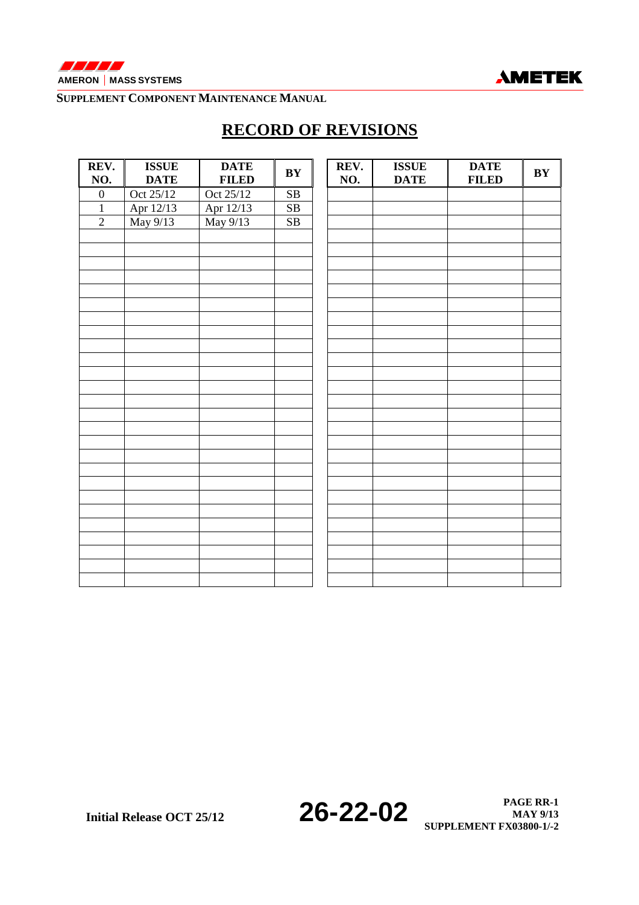# RECORD OF REVISIONS

| REV. NO. | ISSUE DATE | DATE FILED | BY | REV. NO. | ISSUE DATE | DATE FILED | BY |
|---|---|---|---|---|---|---|---|
| 0 | Oct 25/12 | Oct 25/12 | SB | | | | |
| 1 | Apr 12/13 | Apr 12/13 | SB | | | | |
| 2 | May 9/13 | May 9/13 | SB | | | | |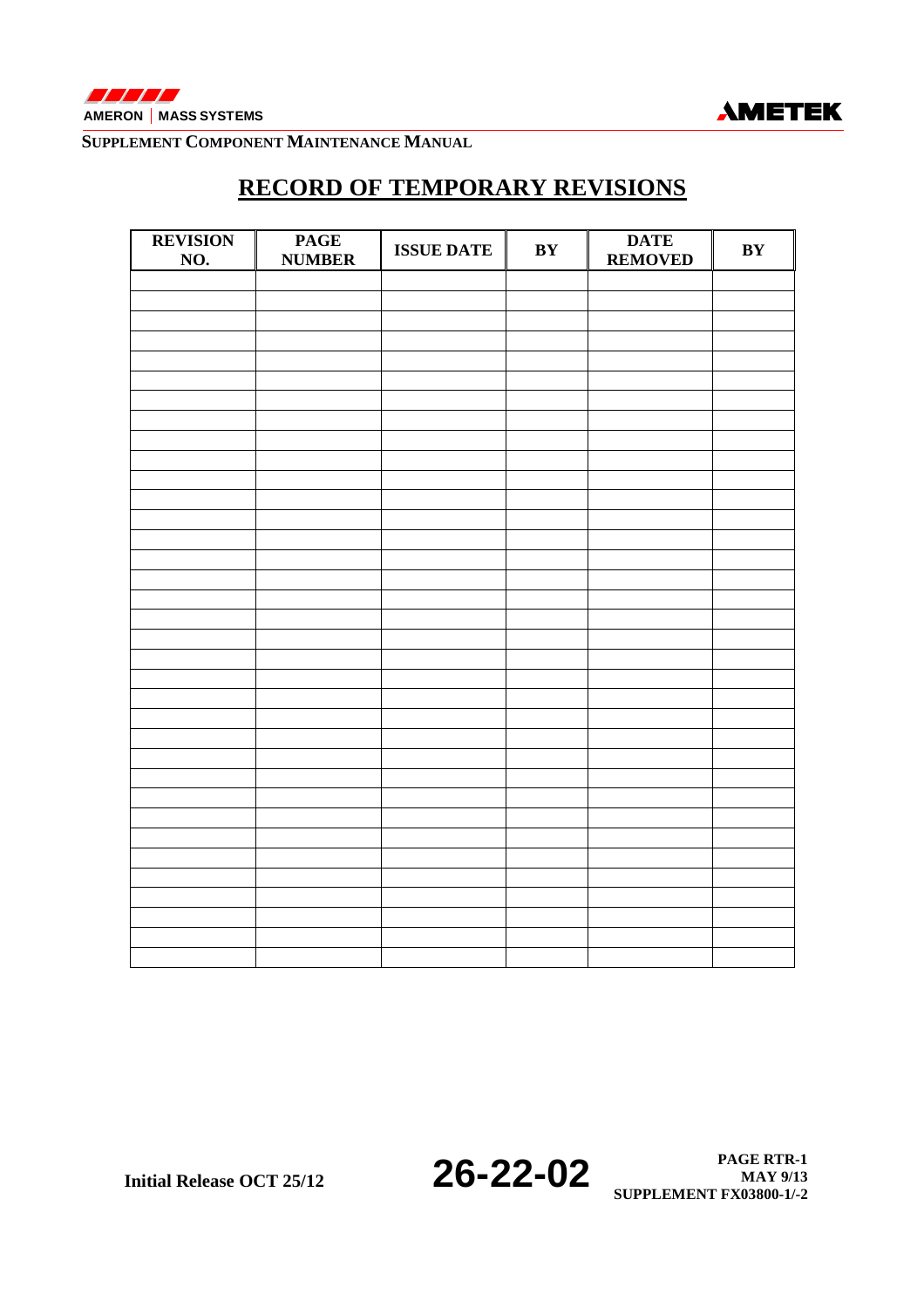# RECORD OF TEMPORARY REVISIONS

| REVISION NO. | PAGE NUMBER | ISSUE DATE | BY | DATE REMOVED | BY |
|---|---|---|---|---|---|
| | | | | | |
| | | | | | |
| | | | | | |
| | | | | | |
| | | | | | |
| | | | | | |
| | | | | | |
| | | | | | |
| | | | | | |
| | | | | | |
| | | | | | |
| | | | | | |
| | | | | | |
| | | | | | |
| | | | | | |
| | | | | | |
| | | | | | |
| | | | | | |
| | | | | | |
| | | | | | |
| | | | | | |
| | | | | | |
| | | | | | |
| | | | | | |
| | | | | | |
| | | | | | |
| | | | | | |
| | | | | | |
| | | | | | |
| | | | | | |
| | | | | | |
| | | | | | |
| | | | | | |
| | | | | | |
| | | | | | |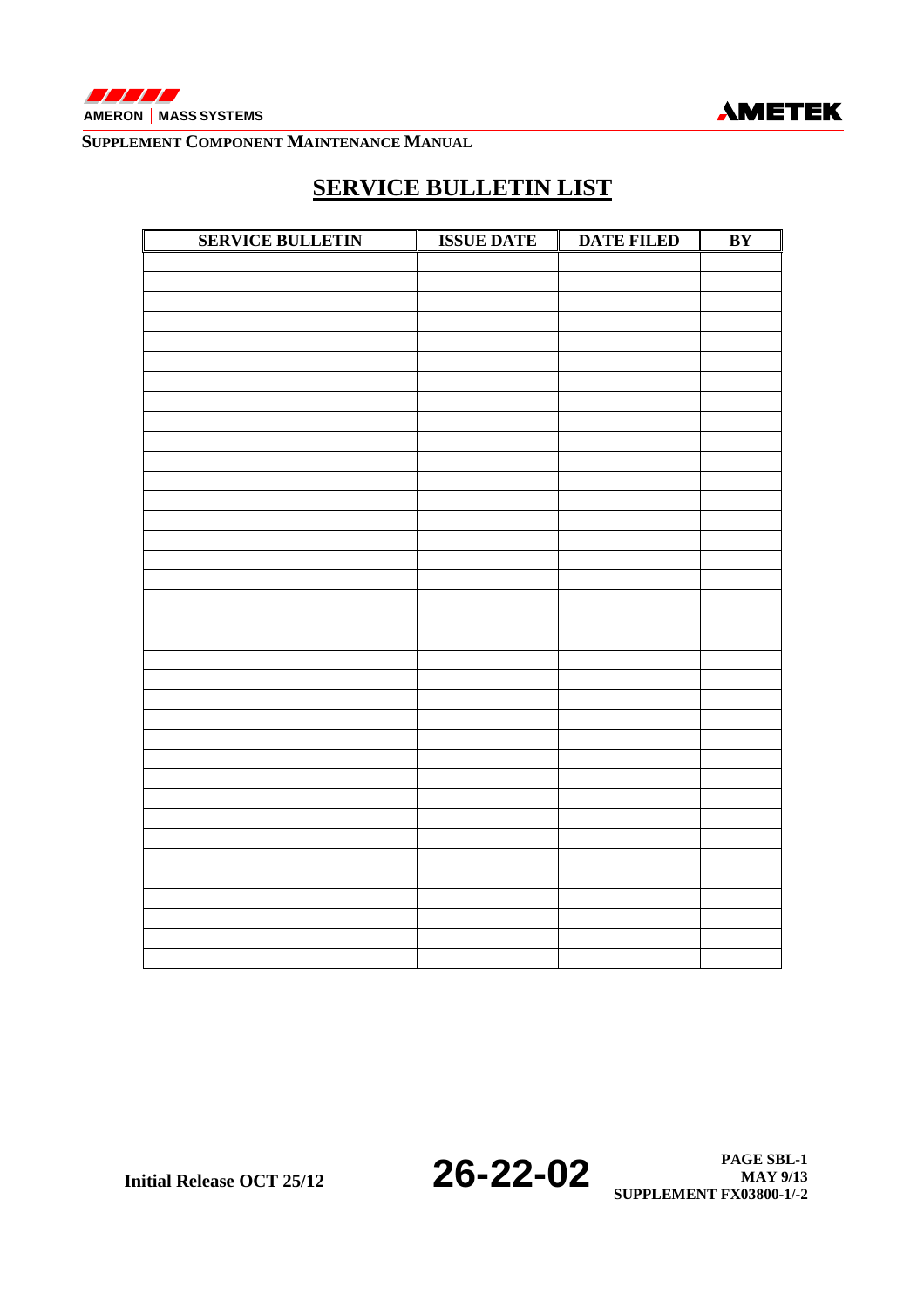# SERVICE BULLETIN LIST

| SERVICE BULLETIN | ISSUE DATE | DATE FILED | BY |
|---|---|---|---|
| | | | |
| | | | |
| | | | |
| | | | |
| | | | |
| | | | |
| | | | |
| | | | |
| | | | |
| | | | |
| | | | |
| | | | |
| | | | |
| | | | |
| | | | |
| | | | |
| | | | |
| | | | |
| | | | |
| | | | |
| | | | |
| | | | |
| | | | |
| | | | |
| | | | |
| | | | |
| | | | |
| | | | |
| | | | |
| | | | |
| | | | |
| | | | |
| | | | |
| | | | |
| | | | |
| | | | |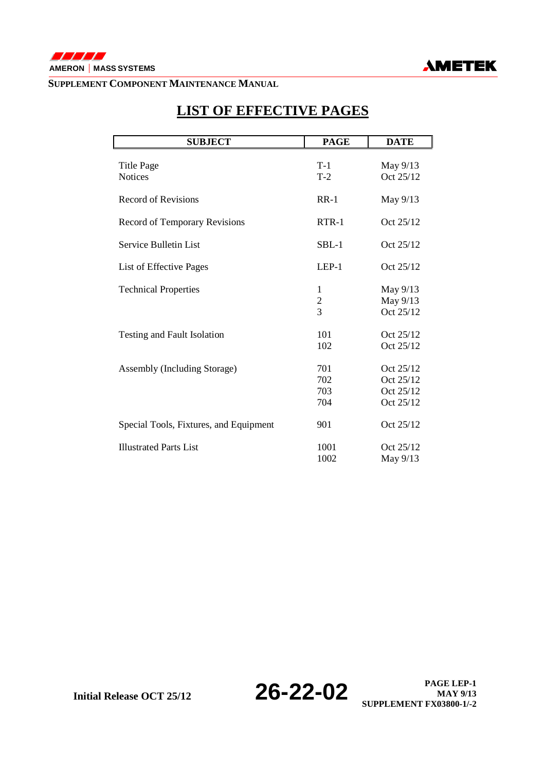# LIST OF EFFECTIVE PAGES

| SUBJECT | PAGE | DATE |
|---|---|---|
| Title Page | T-1 | May 9/13 |
| Notices | T-2 | Oct 25/12 |
| Record of Revisions | RR-1 | May 9/13 |
| Record of Temporary Revisions | RTR-1 | Oct 25/12 |
| Service Bulletin List | SBL-1 | Oct 25/12 |
| List of Effective Pages | LEP-1 | Oct 25/12 |
| Technical Properties | 1 | May 9/13 |
| | 2 | May 9/13 |
| | 3 | Oct 25/12 |
| Testing and Fault Isolation | 101 | Oct 25/12 |
| | 102 | Oct 25/12 |
| Assembly (Including Storage) | 701 | Oct 25/12 |
| | 702 | Oct 25/12 |
| | 703 | Oct 25/12 |
| | 704 | Oct 25/12 |
| Special Tools, Fixtures, and Equipment | 901 | Oct 25/12 |
| Illustrated Parts List | 1001 | Oct 25/12 |
| | 1002 | May 9/13 |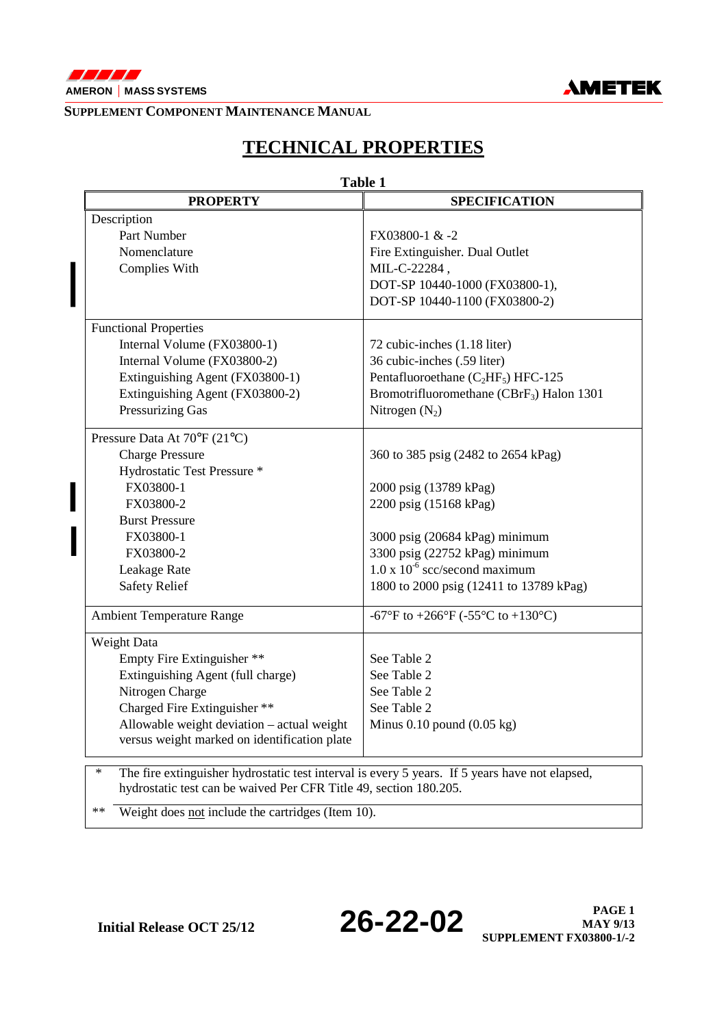# TECHNICAL PROPERTIES

**Table 1**

| PROPERTY | SPECIFICATION |
|---|---|
| Description | |
| Part Number | FX03800-1 & -2 |
| Nomenclature | Fire Extinguisher. Dual Outlet |
| Complies With | MIL-C-22284 , DOT-SP 10440-1000 (FX03800-1), DOT-SP 10440-1100 (FX03800-2) |
| Functional Properties | |
| Internal Volume (FX03800-1) | 72 cubic-inches (1.18 liter) |
| Internal Volume (FX03800-2) | 36 cubic-inches (.59 liter) |
| Extinguishing Agent (FX03800-1) | Pentafluoroethane ($C_2HF_5$) HFC-125 |
| Extinguishing Agent (FX03800-2) | Bromotrifluoromethane ($CBrF_3$) Halon 1301 |
| Pressurizing Gas | Nitrogen ($N_2$) |
| Pressure Data At 70°F (21°C) | |
| Charge Pressure | 360 to 385 psig (2482 to 2654 kPag) |
| Hydrostatic Test Pressure * | |
| FX03800-1 | 2000 psig (13789 kPag) |
| FX03800-2 | 2200 psig (15168 kPag) |
| Burst Pressure | |
| FX03800-1 | 3000 psig (20684 kPag) minimum |
| FX03800-2 | 3300 psig (22752 kPag) minimum |
| Leakage Rate | $1.0 \times 10^{-6}$ scc/second maximum |
| Safety Relief | 1800 to 2000 psig (12411 to 13789 kPag) |
| Ambient Temperature Range | -67°F to +266°F (-55°C to +130°C) |
| Weight Data | |
| Empty Fire Extinguisher ** | See Table 2 |
| Extinguishing Agent (full charge) | See Table 2 |
| Nitrogen Charge | See Table 2 |
| Charged Fire Extinguisher ** | See Table 2 |
| Allowable weight deviation – actual weight versus weight marked on identification plate | Minus 0.10 pound (0.05 kg) |

\* The fire extinguisher hydrostatic test interval is every 5 years. If 5 years have not elapsed, hydrostatic test can be waived Per CFR Title 49, section 180.205.

\*\* Weight does not include the cartridges (Item 10).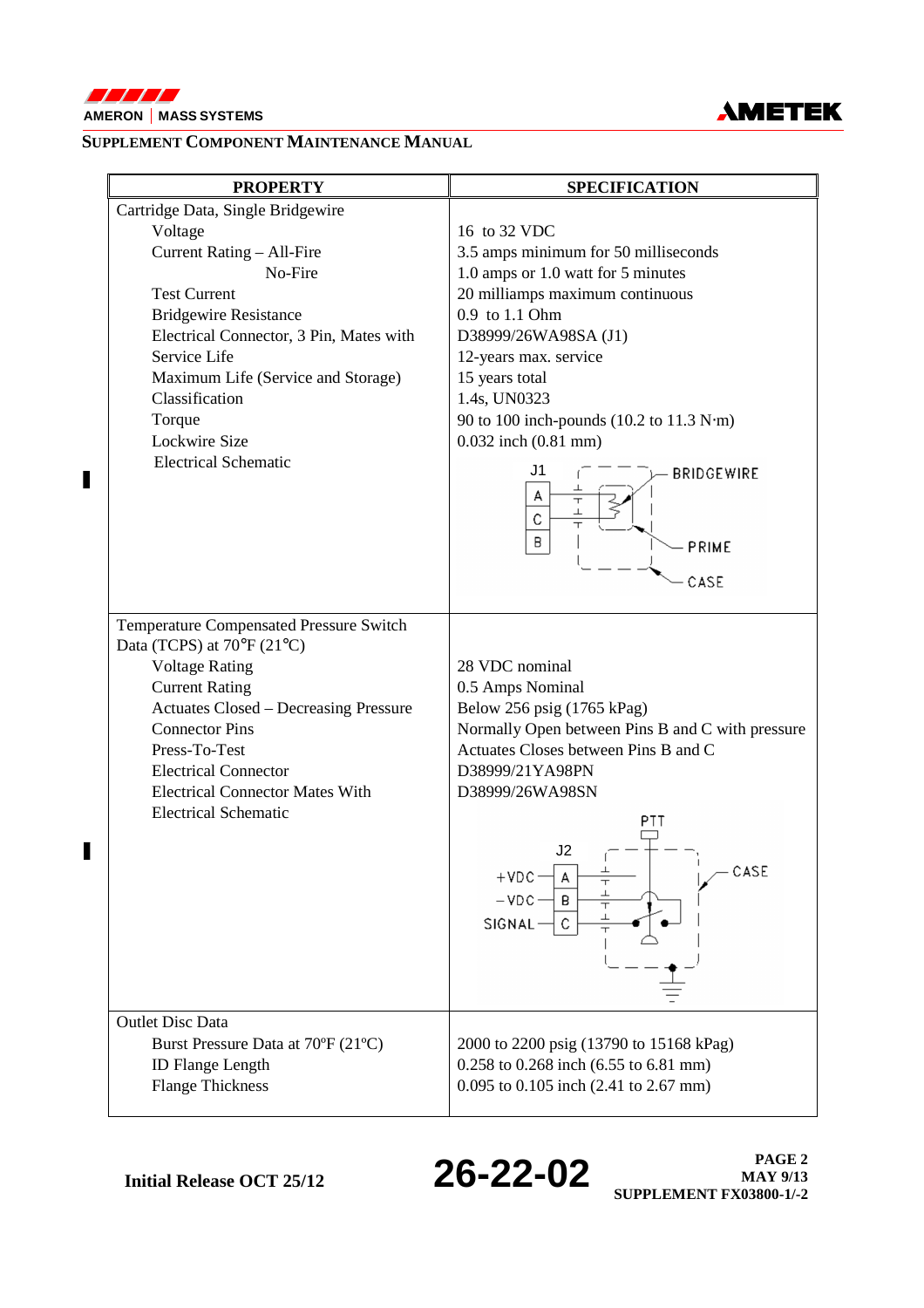**SUPPLEMENT COMPONENT MAINTENANCE MANUAL**

| PROPERTY | SPECIFICATION |
|---|---|
| Cartridge Data, Single Bridgewire | |
| Voltage | 16 to 32 VDC |
| Current Rating – All-Fire | 3.5 amps minimum for 50 milliseconds |
| No-Fire | 1.0 amps or 1.0 watt for 5 minutes |
| Test Current | 20 milliamps maximum continuous |
| Bridgewire Resistance | 0.9 to 1.1 Ohm |
| Electrical Connector, 3 Pin, Mates with | D38999/26WA98SA (J1) |
| Service Life | 12-years max. service |
| Maximum Life (Service and Storage) | 15 years total |
| Classification | 1.4s, UN0323 |
| Torque | 90 to 100 inch-pounds (10.2 to 11.3 N·m) |
| Lockwire Size | 0.032 inch (0.81 mm) |
| Electrical Schematic | J1 (A, C, B) — BRIDGEWIRE — PRIME — CASE |
| Temperature Compensated Pressure Switch Data (TCPS) at 70°F (21°C) | |
| Voltage Rating | 28 VDC nominal |
| Current Rating | 0.5 Amps Nominal |
| Actuates Closed – Decreasing Pressure | Below 256 psig (1765 kPag) |
| Connector Pins | Normally Open between Pins B and C with pressure |
| Press-To-Test | Actuates Closes between Pins B and C |
| Electrical Connector | D38999/21YA98PN |
| Electrical Connector Mates With | D38999/26WA98SN |
| Electrical Schematic | PTT — J2 (+VDC A, −VDC B, SIGNAL C) — CASE |
| Outlet Disc Data | |
| Burst Pressure Data at 70ºF (21ºC) | 2000 to 2200 psig (13790 to 15168 kPag) |
| ID Flange Length | 0.258 to 0.268 inch (6.55 to 6.81 mm) |
| Flange Thickness | 0.095 to 0.105 inch (2.41 to 2.67 mm) |

Initial Release OCT 25/12

**26-22-02**

PAGE 2
MAY 9/13
SUPPLEMENT FX03800-1/-2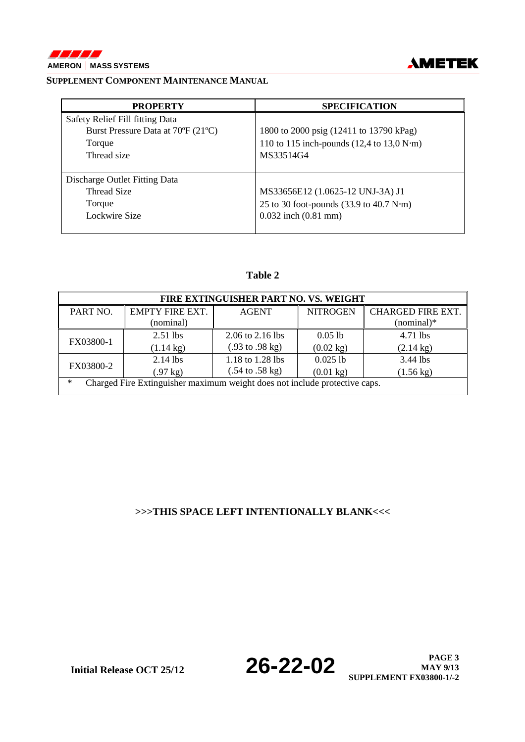| PROPERTY | SPECIFICATION |
|---|---|
| Safety Relief Fill fitting Data<br>Burst Pressure Data at 70ºF (21ºC)<br>Torque<br>Thread size | <br>1800 to 2000 psig (12411 to 13790 kPag)<br>110 to 115 inch-pounds (12,4 to 13,0 N·m)<br>MS33514G4 |
| Discharge Outlet Fitting Data<br>Thread Size<br>Torque<br>Lockwire Size | <br>MS33656E12 (1.0625-12 UNJ-3A) J1<br>25 to 30 foot-pounds (33.9 to 40.7 N·m)<br>0.032 inch (0.81 mm) |

**Table 2**

| FIRE EXTINGUISHER PART NO. VS. WEIGHT | | | | |
|---|---|---|---|---|
| PART NO. | EMPTY FIRE EXT. (nominal) | AGENT | NITROGEN | CHARGED FIRE EXT. (nominal)* |
| FX03800-1 | 2.51 lbs (1.14 kg) | 2.06 to 2.16 lbs (.93 to .98 kg) | 0.05 lb (0.02 kg) | 4.71 lbs (2.14 kg) |
| FX03800-2 | 2.14 lbs (.97 kg) | 1.18 to 1.28 lbs (.54 to .58 kg) | 0.025 lb (0.01 kg) | 3.44 lbs (1.56 kg) |
| * Charged Fire Extinguisher maximum weight does not include protective caps. | | | | |

**>>>THIS SPACE LEFT INTENTIONALLY BLANK<<<**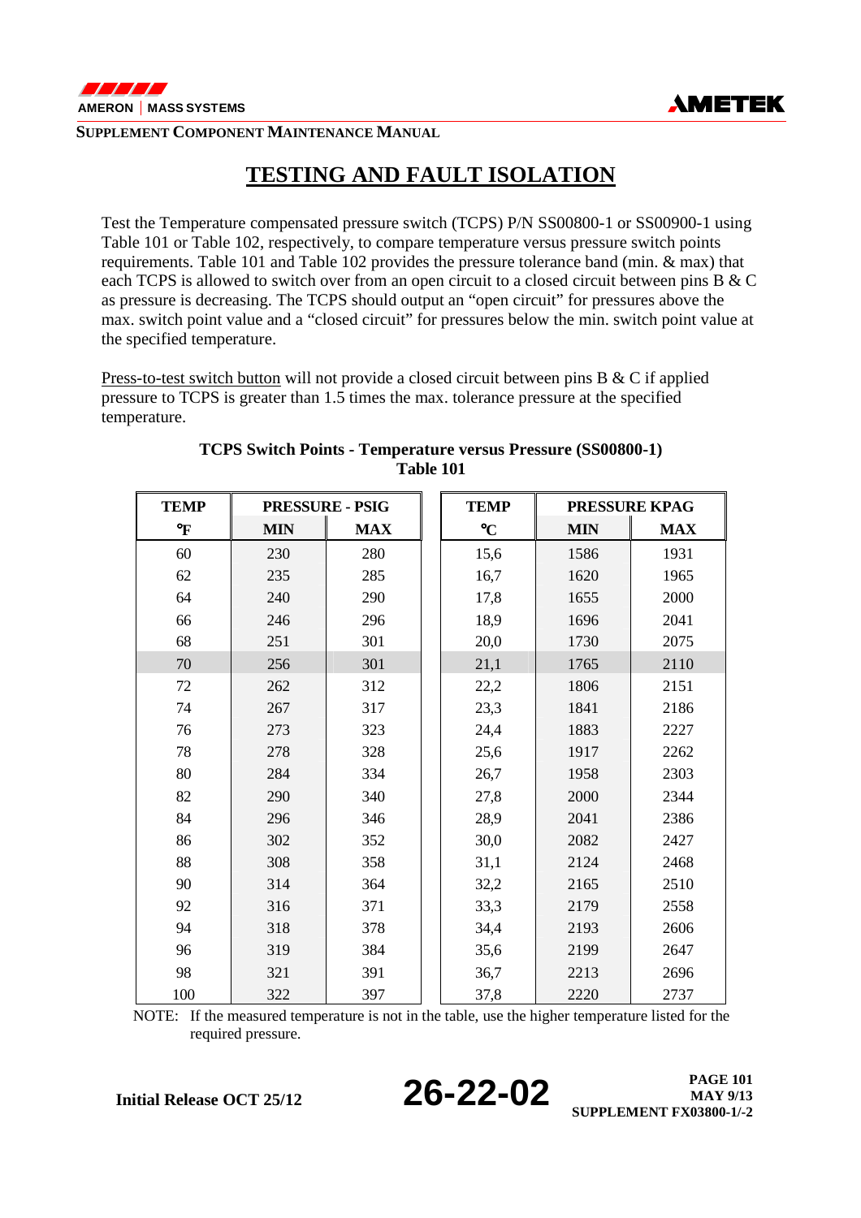# TESTING AND FAULT ISOLATION

Test the Temperature compensated pressure switch (TCPS) P/N SS00800-1 or SS00900-1 using Table 101 or Table 102, respectively, to compare temperature versus pressure switch points requirements. Table 101 and Table 102 provides the pressure tolerance band (min. & max) that each TCPS is allowed to switch over from an open circuit to a closed circuit between pins B & C as pressure is decreasing. The TCPS should output an "open circuit" for pressures above the max. switch point value and a "closed circuit" for pressures below the min. switch point value at the specified temperature.

Press-to-test switch button will not provide a closed circuit between pins B & C if applied pressure to TCPS is greater than 1.5 times the max. tolerance pressure at the specified temperature.

**TCPS Switch Points - Temperature versus Pressure (SS00800-1)**
**Table 101**

| TEMP | PRESSURE - PSIG | | TEMP | PRESSURE KPAG | |
|---|---|---|---|---|---|
| °F | MIN | MAX | °C | MIN | MAX |
| 60 | 230 | 280 | 15,6 | 1586 | 1931 |
| 62 | 235 | 285 | 16,7 | 1620 | 1965 |
| 64 | 240 | 290 | 17,8 | 1655 | 2000 |
| 66 | 246 | 296 | 18,9 | 1696 | 2041 |
| 68 | 251 | 301 | 20,0 | 1730 | 2075 |
| 70 | 256 | 301 | 21,1 | 1765 | 2110 |
| 72 | 262 | 312 | 22,2 | 1806 | 2151 |
| 74 | 267 | 317 | 23,3 | 1841 | 2186 |
| 76 | 273 | 323 | 24,4 | 1883 | 2227 |
| 78 | 278 | 328 | 25,6 | 1917 | 2262 |
| 80 | 284 | 334 | 26,7 | 1958 | 2303 |
| 82 | 290 | 340 | 27,8 | 2000 | 2344 |
| 84 | 296 | 346 | 28,9 | 2041 | 2386 |
| 86 | 302 | 352 | 30,0 | 2082 | 2427 |
| 88 | 308 | 358 | 31,1 | 2124 | 2468 |
| 90 | 314 | 364 | 32,2 | 2165 | 2510 |
| 92 | 316 | 371 | 33,3 | 2179 | 2558 |
| 94 | 318 | 378 | 34,4 | 2193 | 2606 |
| 96 | 319 | 384 | 35,6 | 2199 | 2647 |
| 98 | 321 | 391 | 36,7 | 2213 | 2696 |
| 100 | 322 | 397 | 37,8 | 2220 | 2737 |

NOTE: If the measured temperature is not in the table, use the higher temperature listed for the required pressure.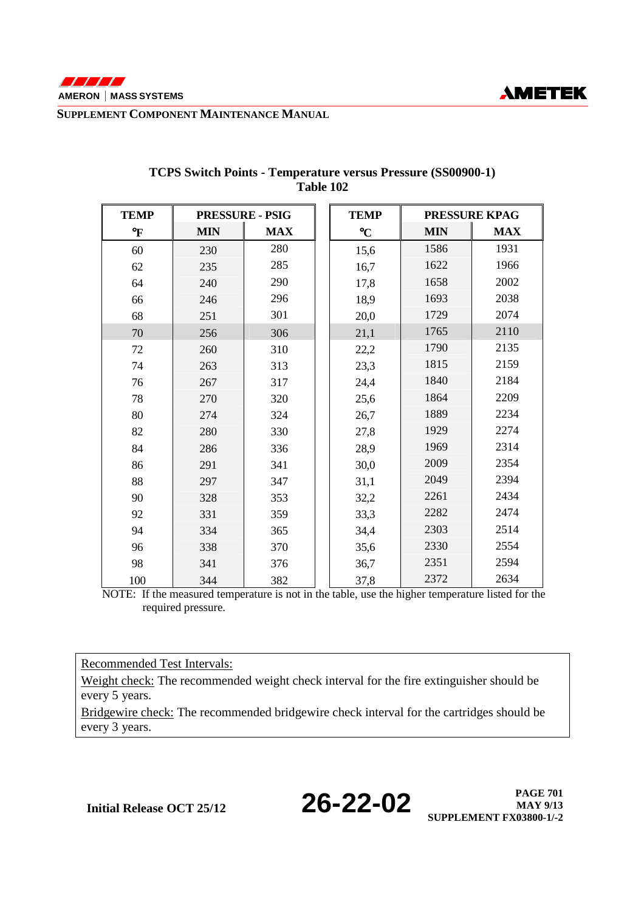**TCPS Switch Points - Temperature versus Pressure (SS00900-1)**
**Table 102**

| TEMP °F | PRESSURE - PSIG MIN | MAX | TEMP °C | PRESSURE KPAG MIN | MAX |
|---|---|---|---|---|---|
| 60 | 230 | 280 | 15,6 | 1586 | 1931 |
| 62 | 235 | 285 | 16,7 | 1622 | 1966 |
| 64 | 240 | 290 | 17,8 | 1658 | 2002 |
| 66 | 246 | 296 | 18,9 | 1693 | 2038 |
| 68 | 251 | 301 | 20,0 | 1729 | 2074 |
| 70 | 256 | 306 | 21,1 | 1765 | 2110 |
| 72 | 260 | 310 | 22,2 | 1790 | 2135 |
| 74 | 263 | 313 | 23,3 | 1815 | 2159 |
| 76 | 267 | 317 | 24,4 | 1840 | 2184 |
| 78 | 270 | 320 | 25,6 | 1864 | 2209 |
| 80 | 274 | 324 | 26,7 | 1889 | 2234 |
| 82 | 280 | 330 | 27,8 | 1929 | 2274 |
| 84 | 286 | 336 | 28,9 | 1969 | 2314 |
| 86 | 291 | 341 | 30,0 | 2009 | 2354 |
| 88 | 297 | 347 | 31,1 | 2049 | 2394 |
| 90 | 328 | 353 | 32,2 | 2261 | 2434 |
| 92 | 331 | 359 | 33,3 | 2282 | 2474 |
| 94 | 334 | 365 | 34,4 | 2303 | 2514 |
| 96 | 338 | 370 | 35,6 | 2330 | 2554 |
| 98 | 341 | 376 | 36,7 | 2351 | 2594 |
| 100 | 344 | 382 | 37,8 | 2372 | 2634 |

NOTE: If the measured temperature is not in the table, use the higher temperature listed for the required pressure.

Recommended Test Intervals:

Weight check: The recommended weight check interval for the fire extinguisher should be every 5 years.

Bridgewire check: The recommended bridgewire check interval for the cartridges should be every 3 years.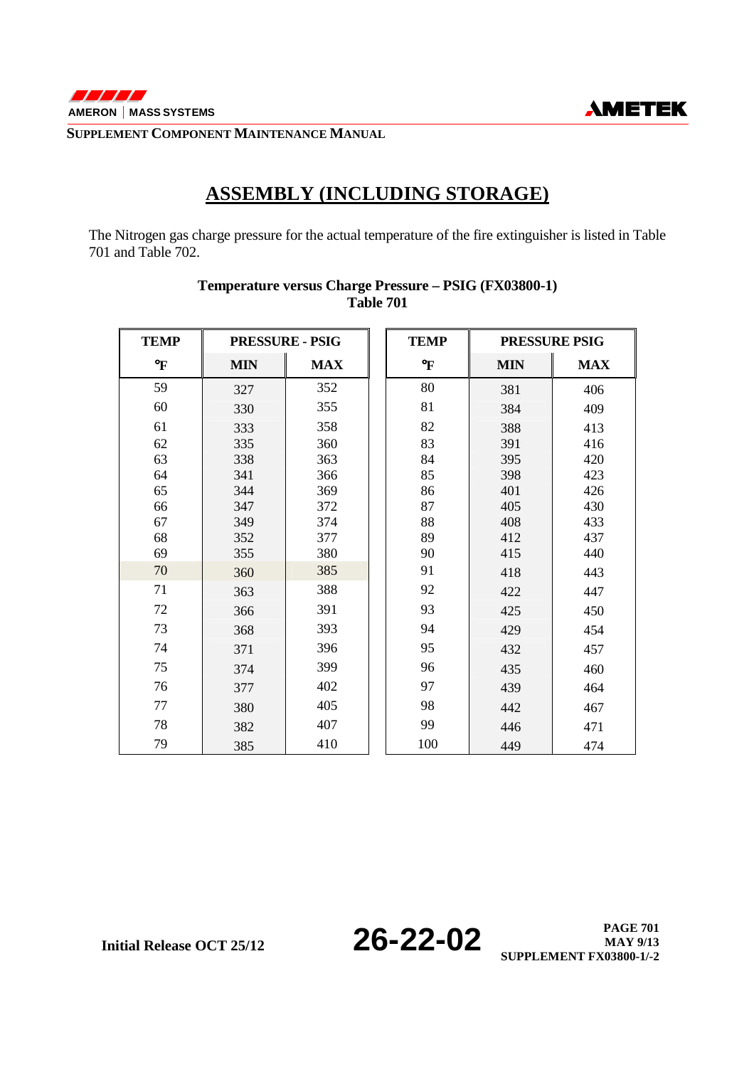# ASSEMBLY (INCLUDING STORAGE)

The Nitrogen gas charge pressure for the actual temperature of the fire extinguisher is listed in Table 701 and Table 702.

**Temperature versus Charge Pressure – PSIG (FX03800-1)**
**Table 701**

| TEMP | PRESSURE - PSIG | | TEMP | PRESSURE PSIG | |
|---|---|---|---|---|---|
| °F | MIN | MAX | °F | MIN | MAX |
| 59 | 327 | 352 | 80 | 381 | 406 |
| 60 | 330 | 355 | 81 | 384 | 409 |
| 61 | 333 | 358 | 82 | 388 | 413 |
| 62 | 335 | 360 | 83 | 391 | 416 |
| 63 | 338 | 363 | 84 | 395 | 420 |
| 64 | 341 | 366 | 85 | 398 | 423 |
| 65 | 344 | 369 | 86 | 401 | 426 |
| 66 | 347 | 372 | 87 | 405 | 430 |
| 67 | 349 | 374 | 88 | 408 | 433 |
| 68 | 352 | 377 | 89 | 412 | 437 |
| 69 | 355 | 380 | 90 | 415 | 440 |
| 70 | 360 | 385 | 91 | 418 | 443 |
| 71 | 363 | 388 | 92 | 422 | 447 |
| 72 | 366 | 391 | 93 | 425 | 450 |
| 73 | 368 | 393 | 94 | 429 | 454 |
| 74 | 371 | 396 | 95 | 432 | 457 |
| 75 | 374 | 399 | 96 | 435 | 460 |
| 76 | 377 | 402 | 97 | 439 | 464 |
| 77 | 380 | 405 | 98 | 442 | 467 |
| 78 | 382 | 407 | 99 | 446 | 471 |
| 79 | 385 | 410 | 100 | 449 | 474 |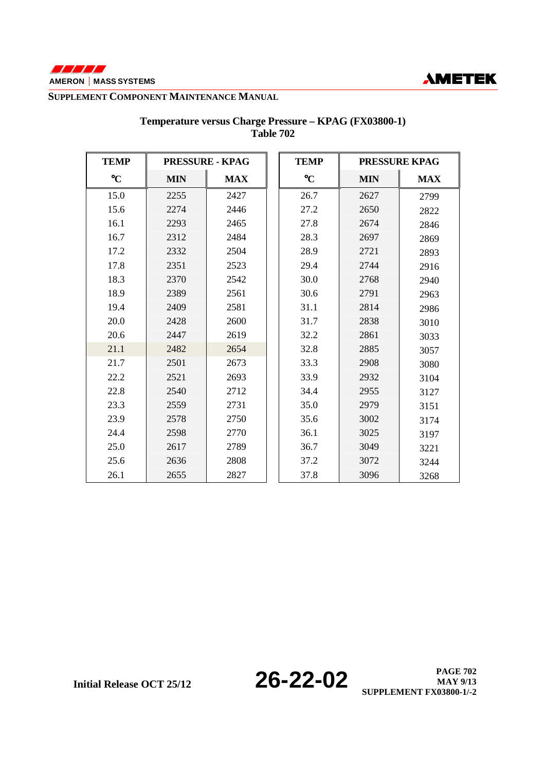## Temperature versus Charge Pressure – KPAG (FX03800-1)
### Table 702

| TEMP | PRESSURE - KPAG | | TEMP | PRESSURE KPAG | |
|---|---|---|---|---|---|
| °C | MIN | MAX | °C | MIN | MAX |
| 15.0 | 2255 | 2427 | 26.7 | 2627 | 2799 |
| 15.6 | 2274 | 2446 | 27.2 | 2650 | 2822 |
| 16.1 | 2293 | 2465 | 27.8 | 2674 | 2846 |
| 16.7 | 2312 | 2484 | 28.3 | 2697 | 2869 |
| 17.2 | 2332 | 2504 | 28.9 | 2721 | 2893 |
| 17.8 | 2351 | 2523 | 29.4 | 2744 | 2916 |
| 18.3 | 2370 | 2542 | 30.0 | 2768 | 2940 |
| 18.9 | 2389 | 2561 | 30.6 | 2791 | 2963 |
| 19.4 | 2409 | 2581 | 31.1 | 2814 | 2986 |
| 20.0 | 2428 | 2600 | 31.7 | 2838 | 3010 |
| 20.6 | 2447 | 2619 | 32.2 | 2861 | 3033 |
| 21.1 | 2482 | 2654 | 32.8 | 2885 | 3057 |
| 21.7 | 2501 | 2673 | 33.3 | 2908 | 3080 |
| 22.2 | 2521 | 2693 | 33.9 | 2932 | 3104 |
| 22.8 | 2540 | 2712 | 34.4 | 2955 | 3127 |
| 23.3 | 2559 | 2731 | 35.0 | 2979 | 3151 |
| 23.9 | 2578 | 2750 | 35.6 | 3002 | 3174 |
| 24.4 | 2598 | 2770 | 36.1 | 3025 | 3197 |
| 25.0 | 2617 | 2789 | 36.7 | 3049 | 3221 |
| 25.6 | 2636 | 2808 | 37.2 | 3072 | 3244 |
| 26.1 | 2655 | 2827 | 37.8 | 3096 | 3268 |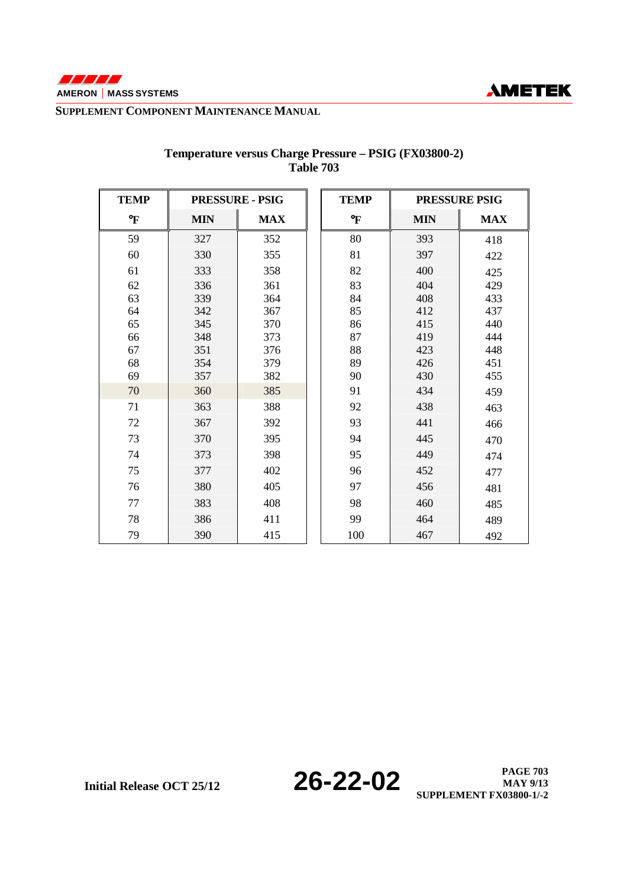## Temperature versus Charge Pressure – PSIG (FX03800-2)
## Table 703

| TEMP | PRESSURE - PSIG | | TEMP | PRESSURE PSIG | |
|---|---|---|---|---|---|
| °F | MIN | MAX | °F | MIN | MAX |
| 59 | 327 | 352 | 80 | 393 | 418 |
| 60 | 330 | 355 | 81 | 397 | 422 |
| 61 | 333 | 358 | 82 | 400 | 425 |
| 62 | 336 | 361 | 83 | 404 | 429 |
| 63 | 339 | 364 | 84 | 408 | 433 |
| 64 | 342 | 367 | 85 | 412 | 437 |
| 65 | 345 | 370 | 86 | 415 | 440 |
| 66 | 348 | 373 | 87 | 419 | 444 |
| 67 | 351 | 376 | 88 | 423 | 448 |
| 68 | 354 | 379 | 89 | 426 | 451 |
| 69 | 357 | 382 | 90 | 430 | 455 |
| 70 | 360 | 385 | 91 | 434 | 459 |
| 71 | 363 | 388 | 92 | 438 | 463 |
| 72 | 367 | 392 | 93 | 441 | 466 |
| 73 | 370 | 395 | 94 | 445 | 470 |
| 74 | 373 | 398 | 95 | 449 | 474 |
| 75 | 377 | 402 | 96 | 452 | 477 |
| 76 | 380 | 405 | 97 | 456 | 481 |
| 77 | 383 | 408 | 98 | 460 | 485 |
| 78 | 386 | 411 | 99 | 464 | 489 |
| 79 | 390 | 415 | 100 | 467 | 492 |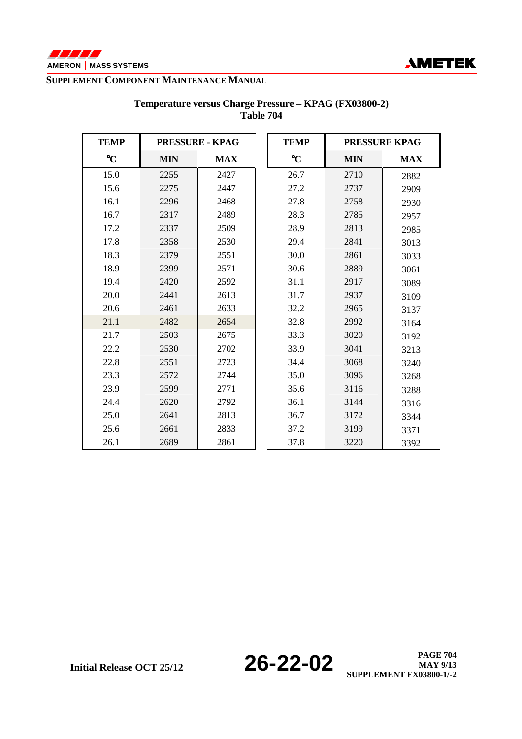## Temperature versus Charge Pressure – KPAG (FX03800-2)
### Table 704

| TEMP | PRESSURE - KPAG | | TEMP | PRESSURE KPAG | |
|---|---|---|---|---|---|
| °C | MIN | MAX | °C | MIN | MAX |
| 15.0 | 2255 | 2427 | 26.7 | 2710 | 2882 |
| 15.6 | 2275 | 2447 | 27.2 | 2737 | 2909 |
| 16.1 | 2296 | 2468 | 27.8 | 2758 | 2930 |
| 16.7 | 2317 | 2489 | 28.3 | 2785 | 2957 |
| 17.2 | 2337 | 2509 | 28.9 | 2813 | 2985 |
| 17.8 | 2358 | 2530 | 29.4 | 2841 | 3013 |
| 18.3 | 2379 | 2551 | 30.0 | 2861 | 3033 |
| 18.9 | 2399 | 2571 | 30.6 | 2889 | 3061 |
| 19.4 | 2420 | 2592 | 31.1 | 2917 | 3089 |
| 20.0 | 2441 | 2613 | 31.7 | 2937 | 3109 |
| 20.6 | 2461 | 2633 | 32.2 | 2965 | 3137 |
| 21.1 | 2482 | 2654 | 32.8 | 2992 | 3164 |
| 21.7 | 2503 | 2675 | 33.3 | 3020 | 3192 |
| 22.2 | 2530 | 2702 | 33.9 | 3041 | 3213 |
| 22.8 | 2551 | 2723 | 34.4 | 3068 | 3240 |
| 23.3 | 2572 | 2744 | 35.0 | 3096 | 3268 |
| 23.9 | 2599 | 2771 | 35.6 | 3116 | 3288 |
| 24.4 | 2620 | 2792 | 36.1 | 3144 | 3316 |
| 25.0 | 2641 | 2813 | 36.7 | 3172 | 3344 |
| 25.6 | 2661 | 2833 | 37.2 | 3199 | 3371 |
| 26.1 | 2689 | 2861 | 37.8 | 3220 | 3392 |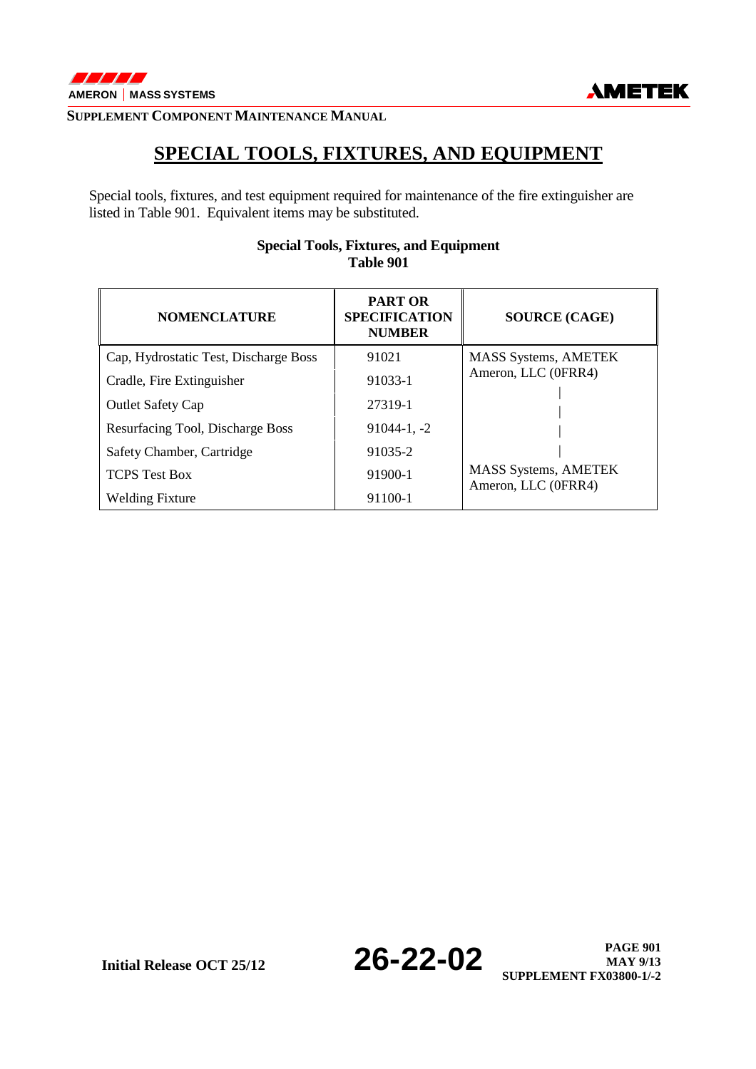# SPECIAL TOOLS, FIXTURES, AND EQUIPMENT

Special tools, fixtures, and test equipment required for maintenance of the fire extinguisher are listed in Table 901. Equivalent items may be substituted.

**Special Tools, Fixtures, and Equipment**
**Table 901**

| NOMENCLATURE | PART OR SPECIFICATION NUMBER | SOURCE (CAGE) |
|---|---|---|
| Cap, Hydrostatic Test, Discharge Boss | 91021 | MASS Systems, AMETEK Ameron, LLC (0FRR4) |
| Cradle, Fire Extinguisher | 91033-1 | \| |
| Outlet Safety Cap | 27319-1 | \| |
| Resurfacing Tool, Discharge Boss | 91044-1, -2 | \| |
| Safety Chamber, Cartridge | 91035-2 | \| |
| TCPS Test Box | 91900-1 | MASS Systems, AMETEK Ameron, LLC (0FRR4) |
| Welding Fixture | 91100-1 | |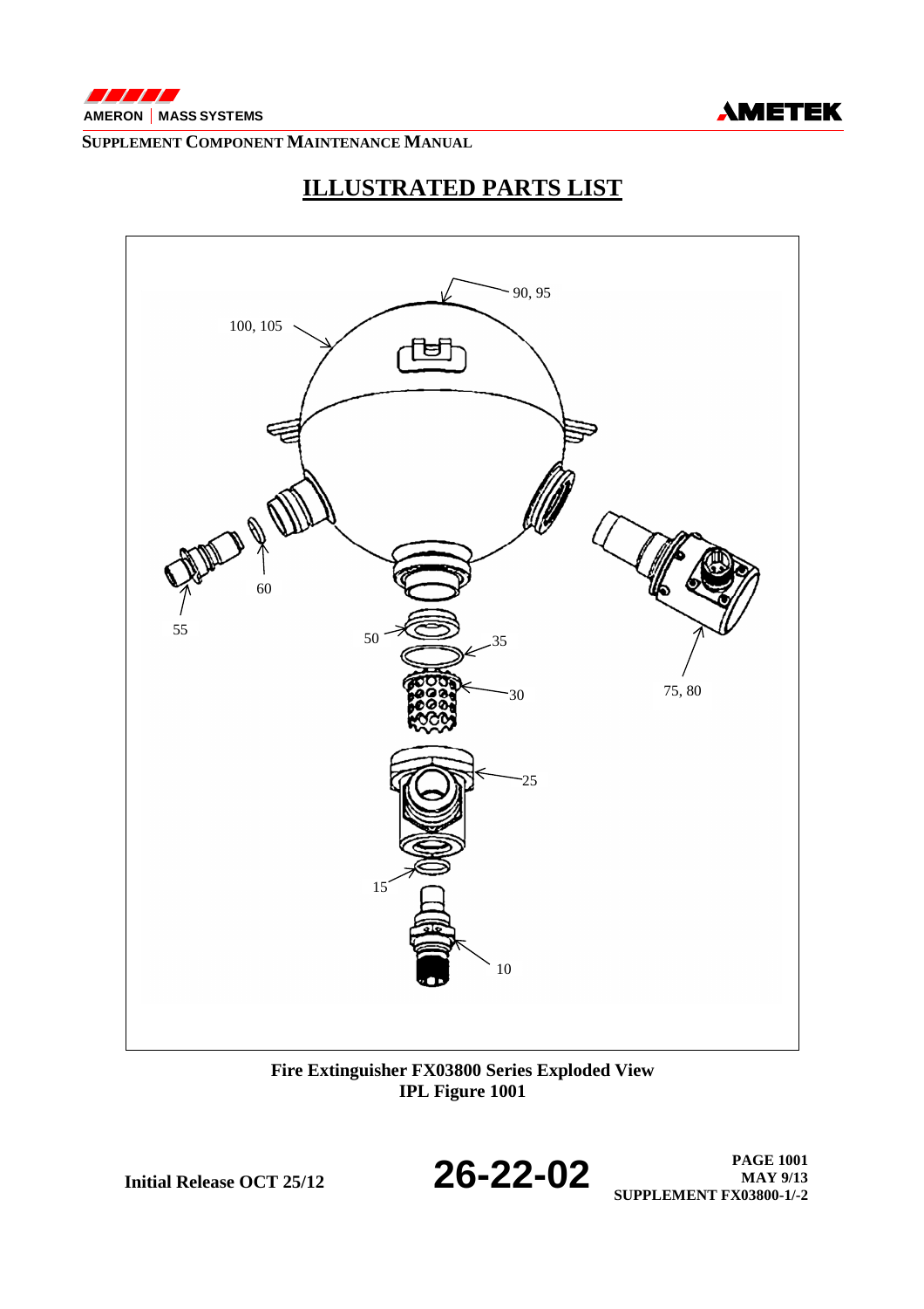# ILLUSTRATED PARTS LIST

90, 95

100, 105

60

55

50

35

30

75, 80

25

15

10

**Fire Extinguisher FX03800 Series Exploded View**
**IPL Figure 1001**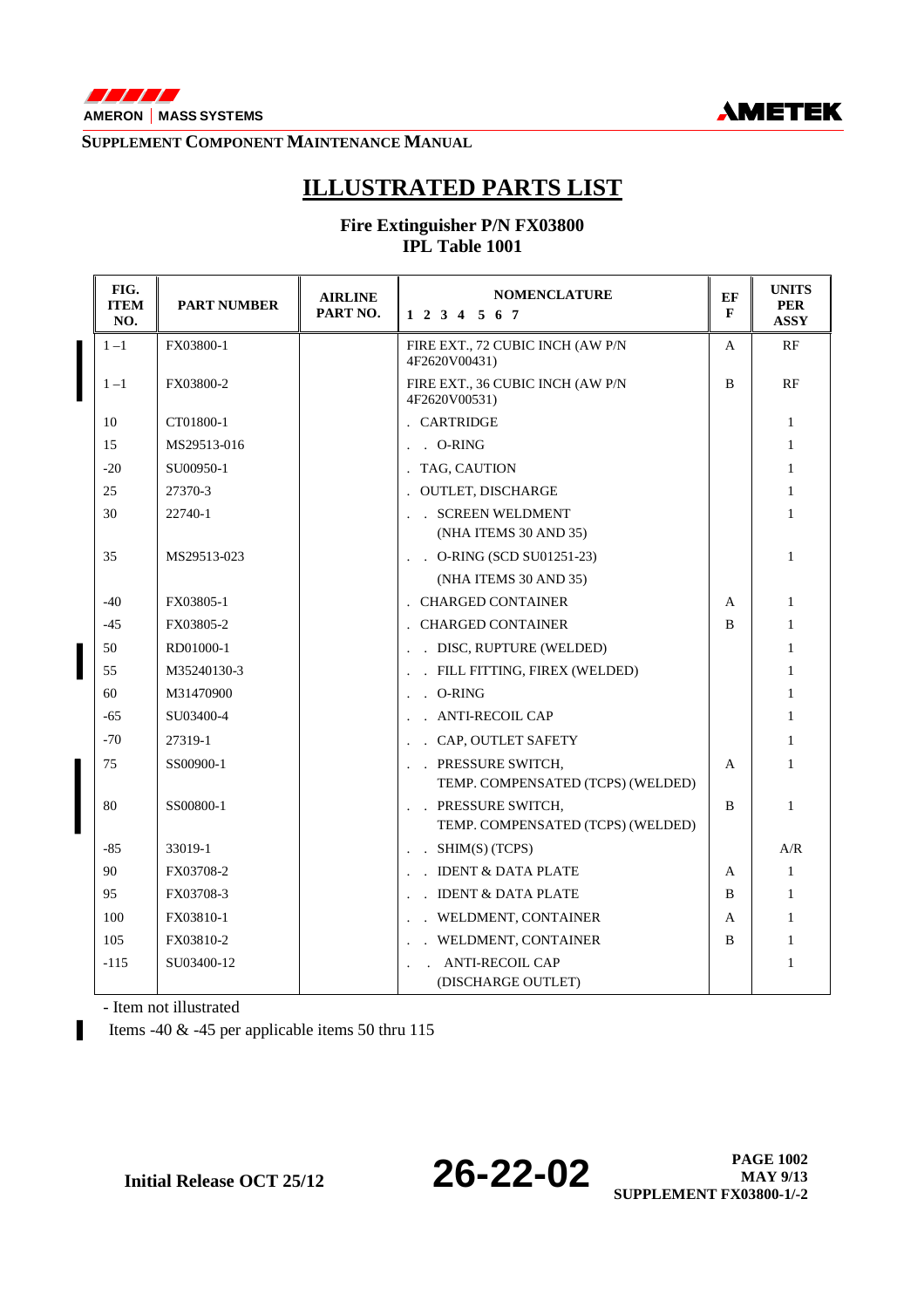## ILLUSTRATED PARTS LIST

### Fire Extinguisher P/N FX03800
### IPL Table 1001

| FIG. ITEM NO. | PART NUMBER | AIRLINE PART NO. | NOMENCLATURE 1 2 3 4 5 6 7 | EFF | UNITS PER ASSY |
|---|---|---|---|---|---|
| 1 –1 | FX03800-1 | | FIRE EXT., 72 CUBIC INCH (AW P/N 4F2620V00431) | A | RF |
| 1 –1 | FX03800-2 | | FIRE EXT., 36 CUBIC INCH (AW P/N 4F2620V00531) | B | RF |
| 10 | CT01800-1 | | . CARTRIDGE | | 1 |
| 15 | MS29513-016 | | . . O-RING | | 1 |
| -20 | SU00950-1 | | . TAG, CAUTION | | 1 |
| 25 | 27370-3 | | . OUTLET, DISCHARGE | | 1 |
| 30 | 22740-1 | | . . SCREEN WELDMENT (NHA ITEMS 30 AND 35) | | 1 |
| 35 | MS29513-023 | | . . O-RING (SCD SU01251-23) (NHA ITEMS 30 AND 35) | | 1 |
| -40 | FX03805-1 | | . CHARGED CONTAINER | A | 1 |
| -45 | FX03805-2 | | . CHARGED CONTAINER | B | 1 |
| 50 | RD01000-1 | | . . DISC, RUPTURE (WELDED) | | 1 |
| 55 | M35240130-3 | | . . FILL FITTING, FIREX (WELDED) | | 1 |
| 60 | M31470900 | | . . O-RING | | 1 |
| -65 | SU03400-4 | | . . ANTI-RECOIL CAP | | 1 |
| -70 | 27319-1 | | . . CAP, OUTLET SAFETY | | 1 |
| 75 | SS00900-1 | | . . PRESSURE SWITCH, TEMP. COMPENSATED (TCPS) (WELDED) | A | 1 |
| 80 | SS00800-1 | | . . PRESSURE SWITCH, TEMP. COMPENSATED (TCPS) (WELDED) | B | 1 |
| -85 | 33019-1 | | . . SHIM(S) (TCPS) | | A/R |
| 90 | FX03708-2 | | . . IDENT & DATA PLATE | A | 1 |
| 95 | FX03708-3 | | . . IDENT & DATA PLATE | B | 1 |
| 100 | FX03810-1 | | . . WELDMENT, CONTAINER | A | 1 |
| 105 | FX03810-2 | | . . WELDMENT, CONTAINER | B | 1 |
| -115 | SU03400-12 | | . . ANTI-RECOIL CAP (DISCHARGE OUTLET) | | 1 |

- Item not illustrated

Items -40 & -45 per applicable items 50 thru 115